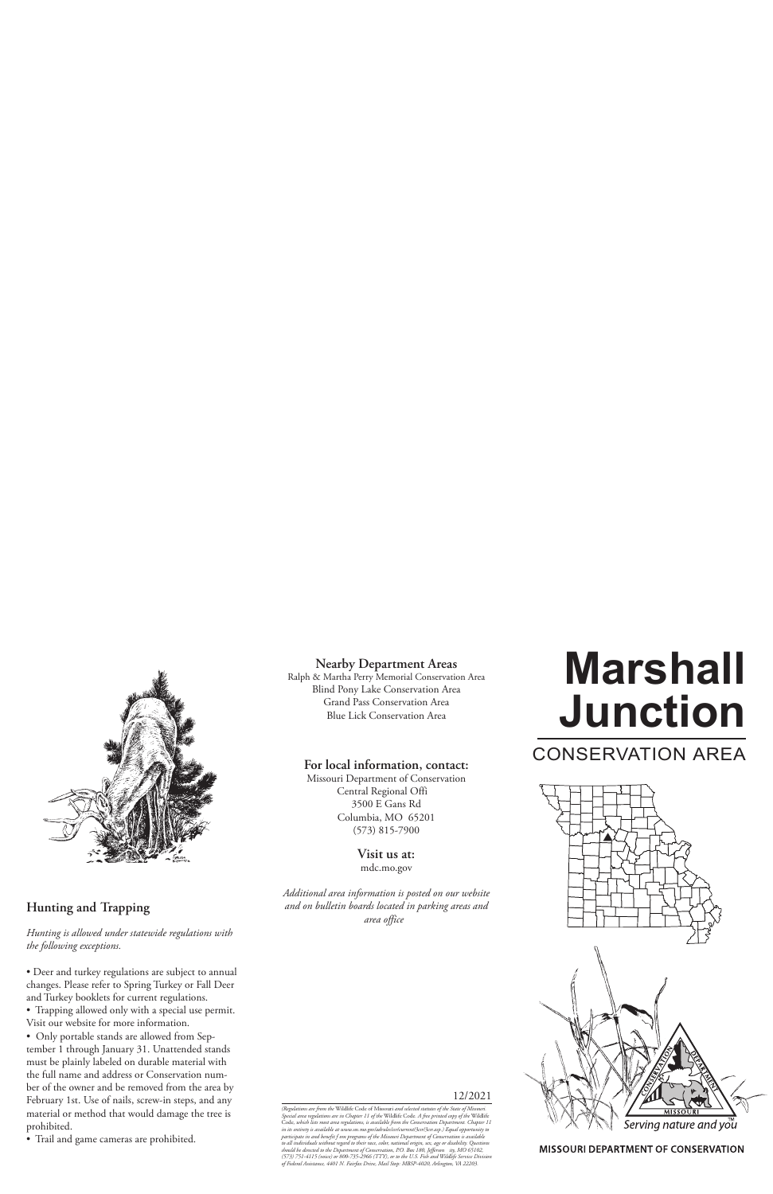## Hunting and Trapping

*Hunting is allowed under statewide regulations with the following exceptions.*

- Deer and turkey regulations are subject to annual changes. Please refer to Spring Turkey or Fall Deer and Turkey booklets for current regulations.
- Trapping allowed only with a special use permit. Visit our website for more information.
- Only portable stands are allowed from September 1 through January 31. Unattended stands must be plainly labeled on durable material with the full name and address or Conservation number of the owner and be removed from the area by February 1st. Use of nails, screw-in steps, and any material or method that would damage the tree is prohibited.
- Trail and game cameras are prohibited.

**Nearby Department Areas**

Ralph & Martha Perry Memorial Conservation Area
Blind Pony Lake Conservation Area
Grand Pass Conservation Area
Blue Lick Conservation Area

**For local information, contact:**

Missouri Department of Conservation
Central Regional Offi
3500 E Gans Rd
Columbia, MO 65201
(573) 815-7900

**Visit us at:**

mdc.mo.gov

*Additional area information is posted on our website and on bulletin boards located in parking areas and area office*

12/2021

*(Regulations are from the Wildlife Code of Missouri and selected statutes of the State of Missouri. Special area regulations are in Chapter 11 of the Wildlife Code. A free printed copy of the Wildlife Code, which lists most area regulations, is available from the Conservation Department. Chapter 11 in its entirety is available at www.sos.mo.gov/adrules/csr/current/3csr/3csr.asp.) Equal opportunity to participate in and benefit from programs of the Missouri Department of Conservation is available to all individuals without regard to their race, color, national origin, sex, age or disability. Questions should be directed to the Department of Conservation, P.O. Box 180, Jefferson City, MO 65102, (573) 751-4115 (voice) or 800-735-2966 (TTY), or to the U.S. Fish and Wildlife Service Division of Federal Assistance, 4401 N. Fairfax Drive, Mail Stop: MBSP-4020, Arlington, VA 22203.*

# Marshall Junction

## CONSERVATION AREA

Serving nature and you

MISSOURI DEPARTMENT OF CONSERVATION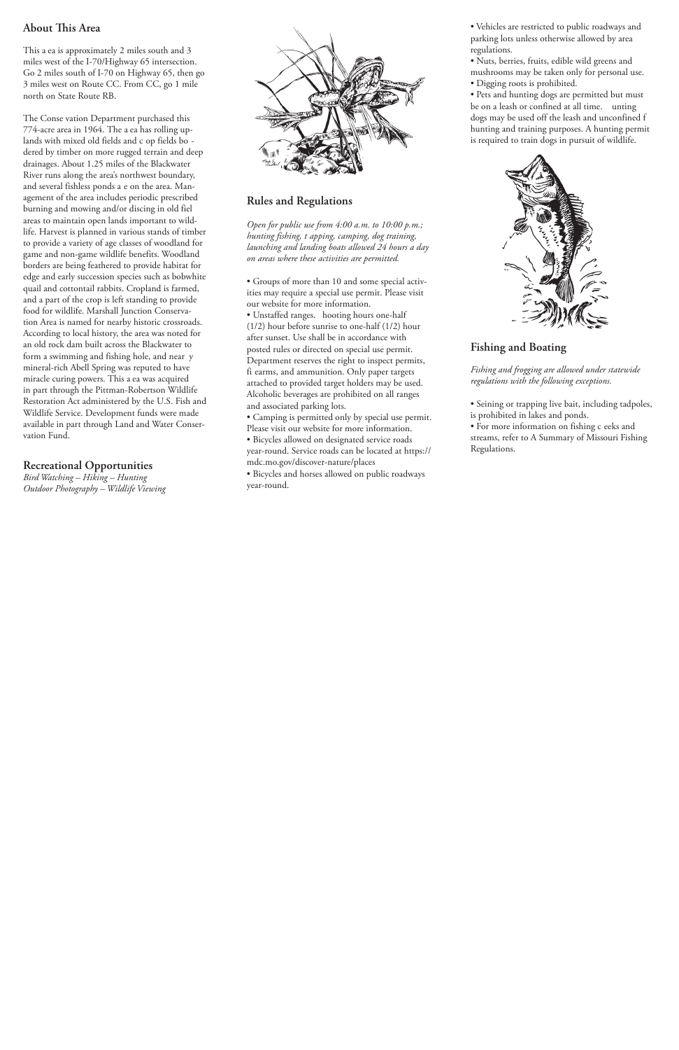## About This Area

This a ea is approximately 2 miles south and 3 miles west of the I-70/Highway 65 intersection. Go 2 miles south of I-70 on Highway 65, then go 3 miles west on Route CC. From CC, go 1 mile north on State Route RB.

The Conse vation Department purchased this 774-acre area in 1964. The a ea has rolling uplands with mixed old fields and c op fields bo dered by timber on more rugged terrain and deep drainages. About 1.25 miles of the Blackwater River runs along the area's northwest boundary, and several fishless ponds a e on the area. Management of the area includes periodic prescribed burning and mowing and/or discing in old fiel areas to maintain open lands important to wildlife. Harvest is planned in various stands of timber to provide a variety of age classes of woodland for game and non-game wildlife benefits. Woodland borders are being feathered to provide habitat for edge and early succession species such as bobwhite quail and cottontail rabbits. Cropland is farmed, and a part of the crop is left standing to provide food for wildlife. Marshall Junction Conservation Area is named for nearby historic crossroads. According to local history, the area was noted for an old rock dam built across the Blackwater to form a swimming and fishing hole, and near y mineral-rich Abell Spring was reputed to have miracle curing powers. This a ea was acquired in part through the Pittman-Robertson Wildlife Restoration Act administered by the U.S. Fish and Wildlife Service. Development funds were made available in part through Land and Water Conservation Fund.

## Recreational Opportunities

*Bird Watching – Hiking – Hunting*
*Outdoor Photography – Wildlife Viewing*

## Rules and Regulations

*Open for public use from 4:00 a.m. to 10:00 p.m.; hunting fishing, t apping, camping, dog training, launching and landing boats allowed 24 hours a day on areas where these activities are permitted.*

- Groups of more than 10 and some special activities may require a special use permit. Please visit our website for more information.
- Unstaffed ranges. hooting hours one-half (1/2) hour before sunrise to one-half (1/2) hour after sunset. Use shall be in accordance with posted rules or directed on special use permit. Department reserves the right to inspect permits, fi earms, and ammunition. Only paper targets attached to provided target holders may be used. Alcoholic beverages are prohibited on all ranges and associated parking lots.
- Camping is permitted only by special use permit. Please visit our website for more information.
- Bicycles allowed on designated service roads year-round. Service roads can be located at https://mdc.mo.gov/discover-nature/places
- Bicycles and horses allowed on public roadways year-round.
- Vehicles are restricted to public roadways and parking lots unless otherwise allowed by area regulations.
- Nuts, berries, fruits, edible wild greens and mushrooms may be taken only for personal use.
- Digging roots is prohibited.
- Pets and hunting dogs are permitted but must be on a leash or confined at all time. unting dogs may be used off the leash and unconfined f hunting and training purposes. A hunting permit is required to train dogs in pursuit of wildlife.

## Fishing and Boating

*Fishing and frogging are allowed under statewide regulations with the following exceptions.*

- Seining or trapping live bait, including tadpoles, is prohibited in lakes and ponds.
- For more information on fishing c eeks and streams, refer to A Summary of Missouri Fishing Regulations.